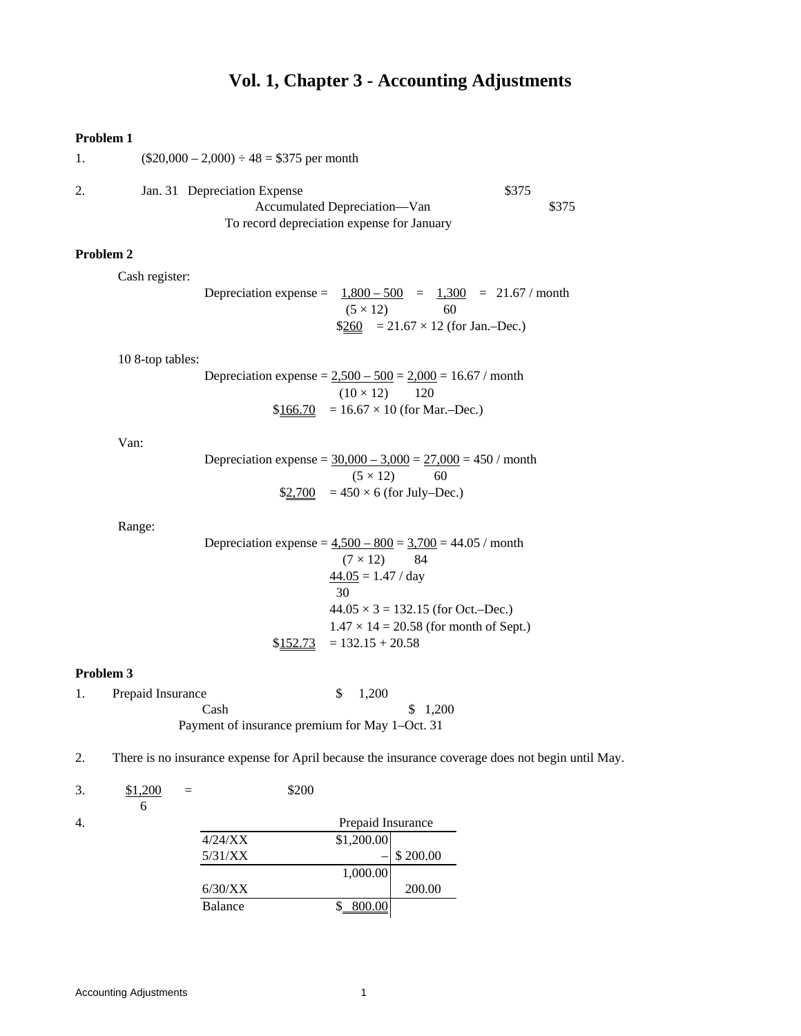# Vol. 1, Chapter 3 - Accounting Adjustments

**Problem 1**

1. ($20,000 – 2,000) ÷ 48 = $375 per month

2. Jan. 31 Depreciation Expense $375
   Accumulated Depreciation—Van $375
   To record depreciation expense for January

**Problem 2**

Cash register:

$$\text{Depreciation expense} = \frac{1{,}800 - 500}{(5 \times 12)} = \frac{1{,}300}{60} = 21.67 \text{ / month}$$

$$\$\underline{\underline{260}} = 21.67 \times 12 \text{ (for Jan.–Dec.)}$$

10 8-top tables:

$$\text{Depreciation expense} = \frac{2{,}500 - 500}{(10 \times 12)} = \frac{2{,}000}{120} = 16.67 \text{ / month}$$

$$\$\underline{\underline{166.70}} = 16.67 \times 10 \text{ (for Mar.–Dec.)}$$

Van:

$$\text{Depreciation expense} = \frac{30{,}000 - 3{,}000}{(5 \times 12)} = \frac{27{,}000}{60} = 450 \text{ / month}$$

$$\$\underline{\underline{2{,}700}} = 450 \times 6 \text{ (for July–Dec.)}$$

Range:

$$\text{Depreciation expense} = \frac{4{,}500 - 800}{(7 \times 12)} = \frac{3{,}700}{84} = 44.05 \text{ / month}$$

$$\frac{44.05}{30} = 1.47 \text{ / day}$$

$$44.05 \times 3 = 132.15 \text{ (for Oct.–Dec.)}$$

$$1.47 \times 14 = 20.58 \text{ (for month of Sept.)}$$

$$\$\underline{\underline{152.73}} = 132.15 + 20.58$$

**Problem 3**

1. Prepaid Insurance $ 1,200
   Cash $ 1,200
   Payment of insurance premium for May 1–Oct. 31

2. There is no insurance expense for April because the insurance coverage does not begin until May.

3. $\frac{\$1{,}200}{6}$ = $200

4.

| Prepaid Insurance | | |
|---|---|---|
| 4/24/XX | $1,200.00 | |
| 5/31/XX | – | $ 200.00 |
| | 1,000.00 | |
| 6/30/XX | | 200.00 |
| Balance | $ 800.00 | |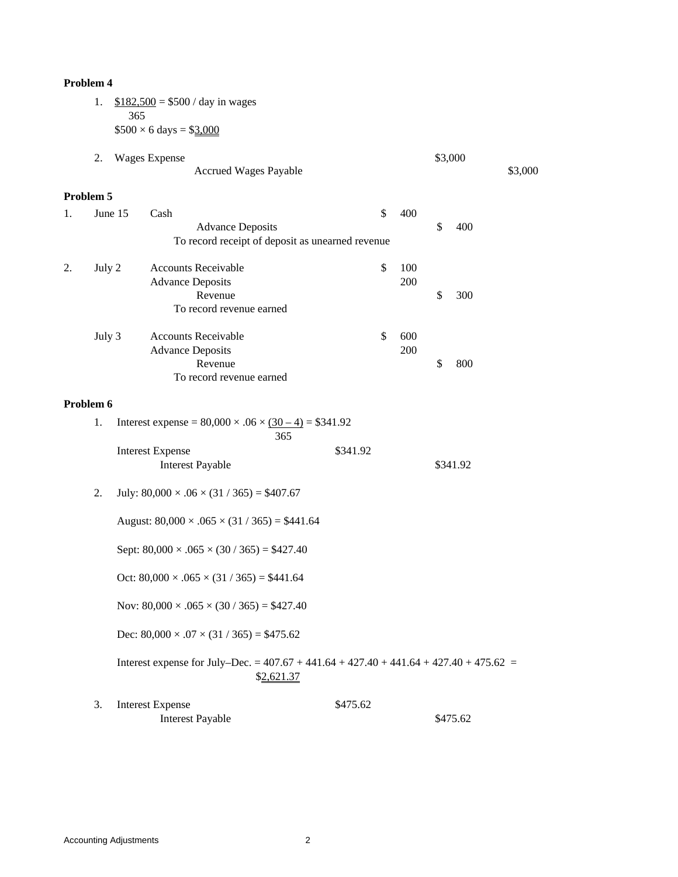**Problem 4**

1. $\frac{\$182,500}{365} = \$500$ / day in wages

   $\$500 \times 6 \text{ days} = \$\underline{\underline{3,000}}$

2.

| Account | Debit | Credit |
|---|---|---|
| Wages Expense | $3,000 | |
| Accrued Wages Payable | | $3,000 |

**Problem 5**

| | Date | Account | Debit | Credit |
|---|---|---|---|---|
| 1. | June 15 | Cash | $ 400 | |
| | | Advance Deposits | | $ 400 |
| | | To record receipt of deposit as unearned revenue | | |
| 2. | July 2 | Accounts Receivable | $ 100 | |
| | | Advance Deposits | 200 | |
| | | Revenue | | $ 300 |
| | | To record revenue earned | | |
| | July 3 | Accounts Receivable | $ 600 | |
| | | Advance Deposits | 200 | |
| | | Revenue | | $ 800 |
| | | To record revenue earned | | |

**Problem 6**

1. Interest expense $= 80,000 \times .06 \times \frac{(30 - 4)}{365} = \$341.92$

| Account | Debit | Credit |
|---|---|---|
| Interest Expense | $341.92 | |
| Interest Payable | | $341.92 |

2. July: $80,000 \times .06 \times (31 / 365) = \$407.67$

   August: $80,000 \times .065 \times (31 / 365) = \$441.64$

   Sept: $80,000 \times .065 \times (30 / 365) = \$427.40$

   Oct: $80,000 \times .065 \times (31 / 365) = \$441.64$

   Nov: $80,000 \times .065 \times (30 / 365) = \$427.40$

   Dec: $80,000 \times .07 \times (31 / 365) = \$475.62$

   Interest expense for July–Dec. $= 407.67 + 441.64 + 427.40 + 441.64 + 427.40 + 475.62 = \$\underline{\underline{2,621.37}}$

3.

| Account | Debit | Credit |
|---|---|---|
| Interest Expense | $475.62 | |
| Interest Payable | | $475.62 |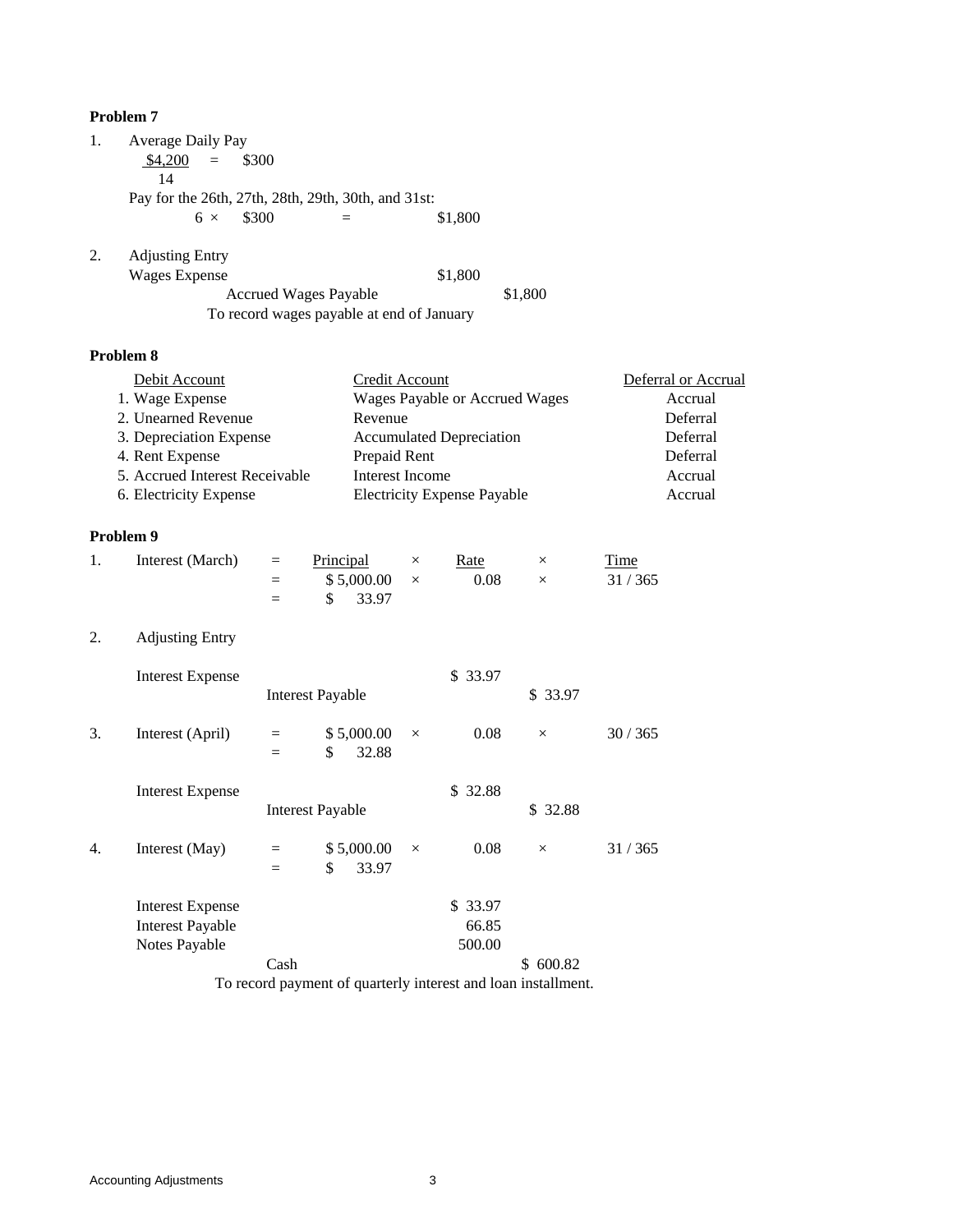## Problem 7

1. Average Daily Pay

$$\frac{\$4,200}{14} = \$300$$

Pay for the 26th, 27th, 28th, 29th, 30th, and 31st:

$6 \times \$300 = \$1,800$

2. Adjusting Entry

| | Debit | Credit |
|---|---|---|
| Wages Expense | $1,800 | |
| Accrued Wages Payable | | $1,800 |
| To record wages payable at end of January | | |

## Problem 8

| Debit Account | Credit Account | Deferral or Accrual |
|---|---|---|
| 1. Wage Expense | Wages Payable or Accrued Wages | Accrual |
| 2. Unearned Revenue | Revenue | Deferral |
| 3. Depreciation Expense | Accumulated Depreciation | Deferral |
| 4. Rent Expense | Prepaid Rent | Deferral |
| 5. Accrued Interest Receivable | Interest Income | Accrual |
| 6. Electricity Expense | Electricity Expense Payable | Accrual |

## Problem 9

1. Interest (March) = Principal × Rate × Time

= $5,000.00 × 0.08 × 31 / 365

= $ 33.97

2. Adjusting Entry

| | Debit | Credit |
|---|---|---|
| Interest Expense | $ 33.97 | |
| Interest Payable | | $ 33.97 |

3. Interest (April) = $5,000.00 × 0.08 × 30 / 365

= $ 32.88

| | Debit | Credit |
|---|---|---|
| Interest Expense | $ 32.88 | |
| Interest Payable | | $ 32.88 |

4. Interest (May) = $5,000.00 × 0.08 × 31 / 365

= $ 33.97

| | Debit | Credit |
|---|---|---|
| Interest Expense | $ 33.97 | |
| Interest Payable | 66.85 | |
| Notes Payable | 500.00 | |
| Cash | | $ 600.82 |
| To record payment of quarterly interest and loan installment. | | |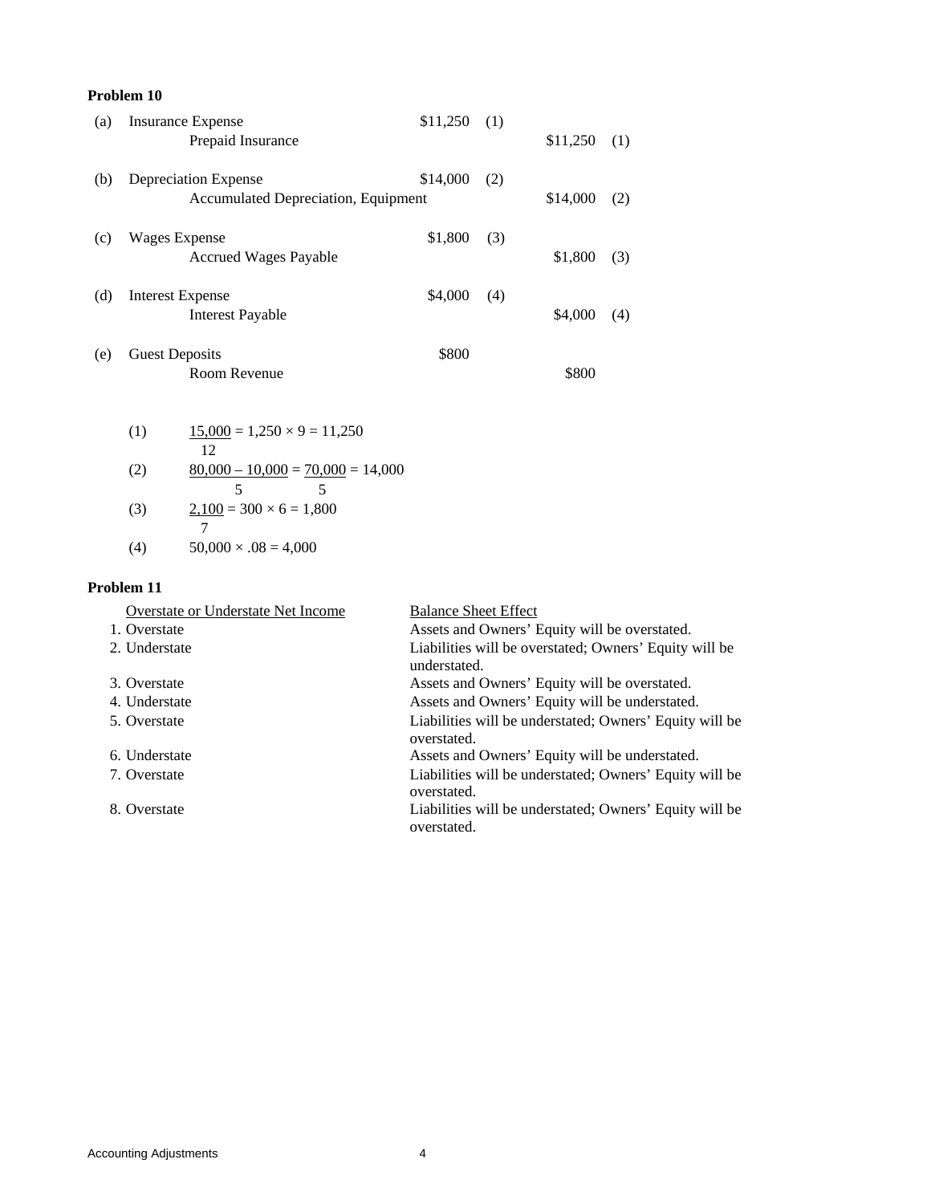**Problem 10**

| | | Debit | | Credit | |
|---|---|---|---|---|---|
| (a) | Insurance Expense | \$11,250 | (1) | | |
| | Prepaid Insurance | | | \$11,250 | (1) |
| (b) | Depreciation Expense | \$14,000 | (2) | | |
| | Accumulated Depreciation, Equipment | | | \$14,000 | (2) |
| (c) | Wages Expense | \$1,800 | (3) | | |
| | Accrued Wages Payable | | | \$1,800 | (3) |
| (d) | Interest Expense | \$4,000 | (4) | | |
| | Interest Payable | | | \$4,000 | (4) |
| (e) | Guest Deposits | \$800 | | | |
| | Room Revenue | | | \$800 | |

(1) $\frac{15{,}000}{12} = 1{,}250 \times 9 = 11{,}250$

(2) $\frac{80{,}000 - 10{,}000}{5} = \frac{70{,}000}{5} = 14{,}000$

(3) $\frac{2{,}100}{7} = 300 \times 6 = 1{,}800$

(4) $50{,}000 \times .08 = 4{,}000$

**Problem 11**

| Overstate or Understate Net Income | Balance Sheet Effect |
|---|---|
| 1. Overstate | Assets and Owners' Equity will be overstated. |
| 2. Understate | Liabilities will be overstated; Owners' Equity will be understated. |
| 3. Overstate | Assets and Owners' Equity will be overstated. |
| 4. Understate | Assets and Owners' Equity will be understated. |
| 5. Overstate | Liabilities will be understated; Owners' Equity will be overstated. |
| 6. Understate | Assets and Owners' Equity will be understated. |
| 7. Overstate | Liabilities will be understated; Owners' Equity will be overstated. |
| 8. Overstate | Liabilities will be understated; Owners' Equity will be overstated. |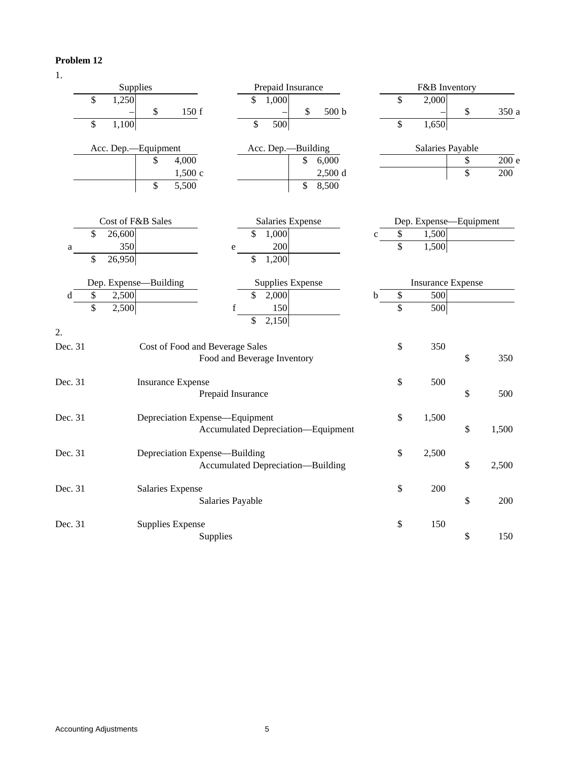**Problem 12**

1.

**Supplies**

| Debit | Credit |
|---|---|
| $ 1,250 | |
| – | $ 150 f |
| $ 1,100 | |

**Prepaid Insurance**

| Debit | Credit |
|---|---|
| $ 1,000 | |
| – | $ 500 b |
| $ 500 | |

**F&B Inventory**

| Debit | Credit |
|---|---|
| $ 2,000 | |
| – | $ 350 a |
| $ 1,650 | |

**Acc. Dep.—Equipment**

| Debit | Credit |
|---|---|
| | $ 4,000 |
| | 1,500 c |
| | $ 5,500 |

**Acc. Dep.—Building**

| Debit | Credit |
|---|---|
| | $ 6,000 |
| | 2,500 d |
| | $ 8,500 |

**Salaries Payable**

| Debit | Credit |
|---|---|
| | $ 200 e |
| | $ 200 |

**Cost of F&B Sales**

| | Debit | Credit |
|---|---|---|
| | $ 26,600 | |
| a | 350 | |
| | $ 26,950 | |

**Salaries Expense**

| | Debit | Credit |
|---|---|---|
| | $ 1,000 | |
| e | 200 | |
| | $ 1,200 | |

**Dep. Expense—Equipment**

| | Debit | Credit |
|---|---|---|
| c | $ 1,500 | |
| | $ 1,500 | |

**Dep. Expense—Building**

| | Debit | Credit |
|---|---|---|
| d | $ 2,500 | |
| | $ 2,500 | |

**Supplies Expense**

| | Debit | Credit |
|---|---|---|
| | $ 2,000 | |
| f | 150 | |
| | $ 2,150 | |

**Insurance Expense**

| | Debit | Credit |
|---|---|---|
| b | $ 500 | |
| | $ 500 | |

2.

| Date | Account | Debit | Credit |
|---|---|---|---|
| Dec. 31 | Cost of Food and Beverage Sales | $ 350 | |
| | Food and Beverage Inventory | | $ 350 |
| Dec. 31 | Insurance Expense | $ 500 | |
| | Prepaid Insurance | | $ 500 |
| Dec. 31 | Depreciation Expense—Equipment | $ 1,500 | |
| | Accumulated Depreciation—Equipment | | $ 1,500 |
| Dec. 31 | Depreciation Expense—Building | $ 2,500 | |
| | Accumulated Depreciation—Building | | $ 2,500 |
| Dec. 31 | Salaries Expense | $ 200 | |
| | Salaries Payable | | $ 200 |
| Dec. 31 | Supplies Expense | $ 150 | |
| | Supplies | | $ 150 |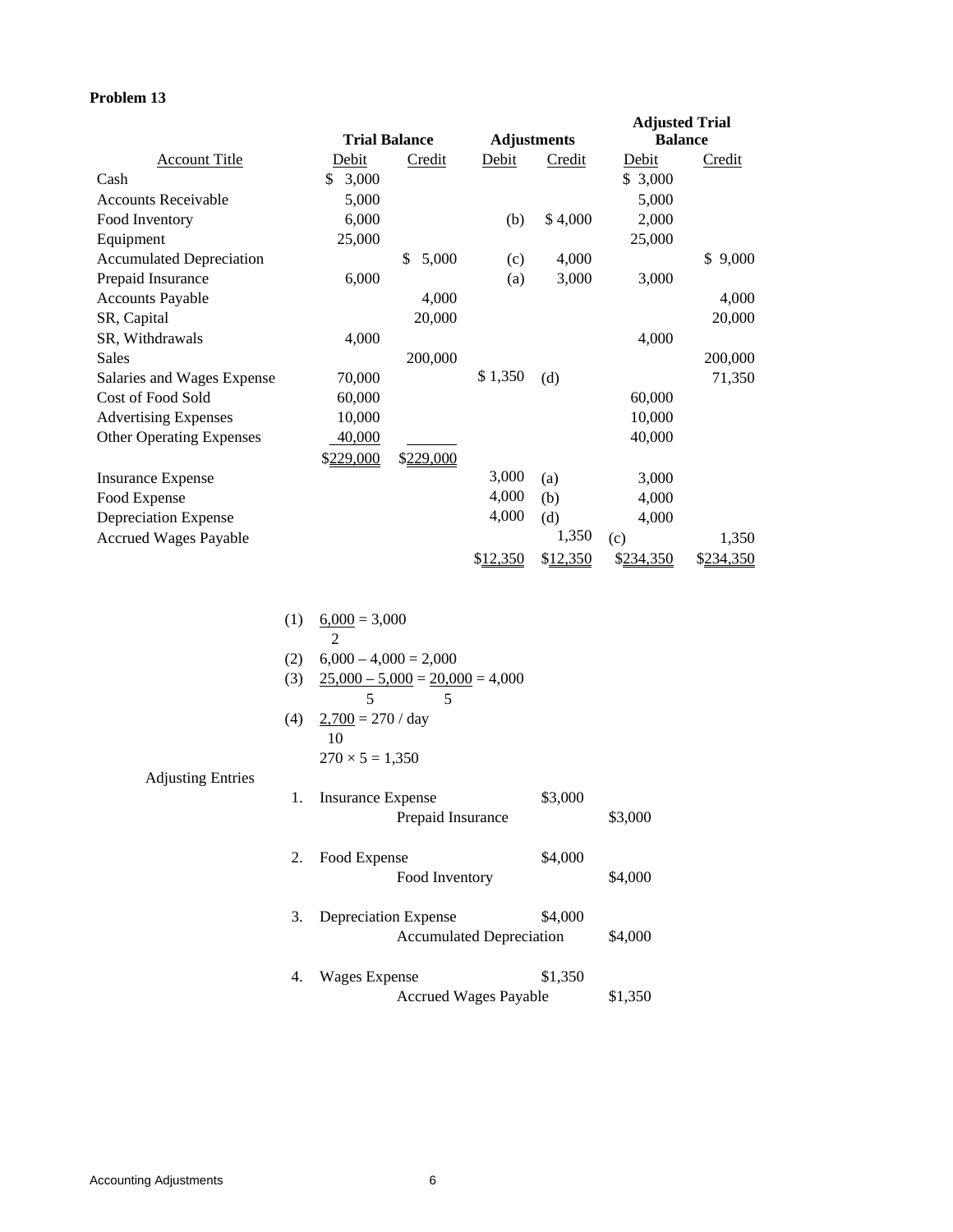**Problem 13**

| Account Title | Trial Balance Debit | Trial Balance Credit | Adjustments Debit | | Adjustments Credit | Adjusted Trial Balance Debit | Adjusted Trial Balance Credit |
|---|---|---|---|---|---|---|---|
| Cash | $ 3,000 | | | | | $ 3,000 | |
| Accounts Receivable | 5,000 | | | | | 5,000 | |
| Food Inventory | 6,000 | | | (b) | $ 4,000 | 2,000 | |
| Equipment | 25,000 | | | | | 25,000 | |
| Accumulated Depreciation | | $ 5,000 | | (c) | 4,000 | | $ 9,000 |
| Prepaid Insurance | 6,000 | | | (a) | 3,000 | 3,000 | |
| Accounts Payable | | 4,000 | | | | | 4,000 |
| SR, Capital | | 20,000 | | | | | 20,000 |
| SR, Withdrawals | 4,000 | | | | | 4,000 | |
| Sales | | 200,000 | | | | | 200,000 |
| Salaries and Wages Expense | 70,000 | | $ 1,350 | (d) | | | 71,350 |
| Cost of Food Sold | 60,000 | | | | | 60,000 | |
| Advertising Expenses | 10,000 | | | | | 10,000 | |
| Other Operating Expenses | 40,000 | | | | | 40,000 | |
| | $229,000 | $229,000 | | | | | |
| Insurance Expense | | | 3,000 | (a) | | 3,000 | |
| Food Expense | | | 4,000 | (b) | | 4,000 | |
| Depreciation Expense | | | 4,000 | (d) | | 4,000 | |
| Accrued Wages Payable | | | | | 1,350 | (c) | 1,350 |
| | | | $12,350 | | $12,350 | $234,350 | $234,350 |

(1) $\frac{6{,}000}{2} = 3{,}000$

(2) $6{,}000 - 4{,}000 = 2{,}000$

(3) $\frac{25{,}000 - 5{,}000}{5} = \frac{20{,}000}{5} = 4{,}000$

(4) $\frac{2{,}700}{10} = 270$ / day

$270 \times 5 = 1{,}350$

Adjusting Entries

| | Account | Debit | Credit |
|---|---|---|---|
| 1. | Insurance Expense | $3,000 | |
| | Prepaid Insurance | | $3,000 |
| 2. | Food Expense | $4,000 | |
| | Food Inventory | | $4,000 |
| 3. | Depreciation Expense | $4,000 | |
| | Accumulated Depreciation | | $4,000 |
| 4. | Wages Expense | $1,350 | |
| | Accrued Wages Payable | | $1,350 |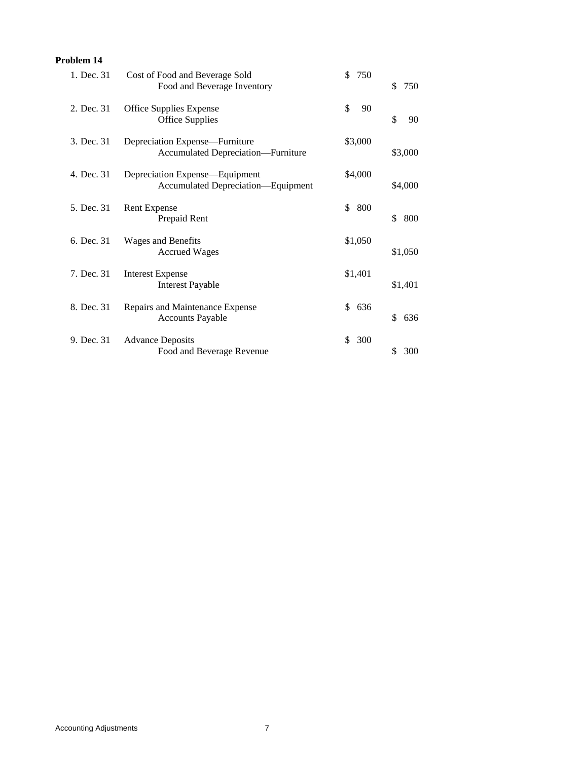**Problem 14**

| | | Debit | Credit |
|---|---|---|---|
| 1. Dec. 31 | Cost of Food and Beverage Sold | $ 750 | |
| | Food and Beverage Inventory | | $ 750 |
| 2. Dec. 31 | Office Supplies Expense | $ 90 | |
| | Office Supplies | | $ 90 |
| 3. Dec. 31 | Depreciation Expense—Furniture | $3,000 | |
| | Accumulated Depreciation—Furniture | | $3,000 |
| 4. Dec. 31 | Depreciation Expense—Equipment | $4,000 | |
| | Accumulated Depreciation—Equipment | | $4,000 |
| 5. Dec. 31 | Rent Expense | $ 800 | |
| | Prepaid Rent | | $ 800 |
| 6. Dec. 31 | Wages and Benefits | $1,050 | |
| | Accrued Wages | | $1,050 |
| 7. Dec. 31 | Interest Expense | $1,401 | |
| | Interest Payable | | $1,401 |
| 8. Dec. 31 | Repairs and Maintenance Expense | $ 636 | |
| | Accounts Payable | | $ 636 |
| 9. Dec. 31 | Advance Deposits | $ 300 | |
| | Food and Beverage Revenue | | $ 300 |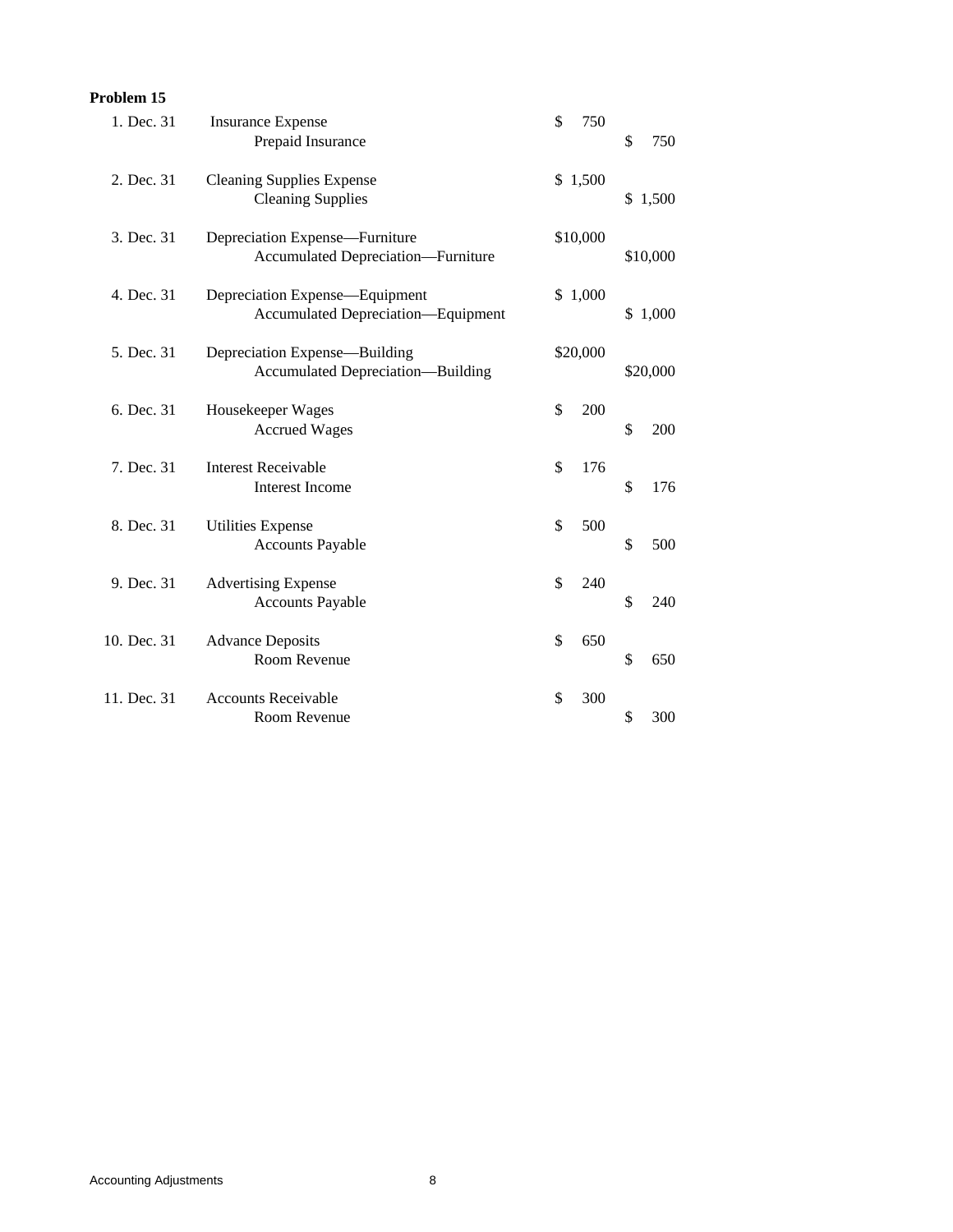**Problem 15**

| | | | |
|---|---|---|---|
| 1. Dec. 31 | Insurance Expense | $ 750 | |
| | Prepaid Insurance | | $ 750 |
| 2. Dec. 31 | Cleaning Supplies Expense | $ 1,500 | |
| | Cleaning Supplies | | $ 1,500 |
| 3. Dec. 31 | Depreciation Expense—Furniture | $10,000 | |
| | Accumulated Depreciation—Furniture | | $10,000 |
| 4. Dec. 31 | Depreciation Expense—Equipment | $ 1,000 | |
| | Accumulated Depreciation—Equipment | | $ 1,000 |
| 5. Dec. 31 | Depreciation Expense—Building | $20,000 | |
| | Accumulated Depreciation—Building | | $20,000 |
| 6. Dec. 31 | Housekeeper Wages | $ 200 | |
| | Accrued Wages | | $ 200 |
| 7. Dec. 31 | Interest Receivable | $ 176 | |
| | Interest Income | | $ 176 |
| 8. Dec. 31 | Utilities Expense | $ 500 | |
| | Accounts Payable | | $ 500 |
| 9. Dec. 31 | Advertising Expense | $ 240 | |
| | Accounts Payable | | $ 240 |
| 10. Dec. 31 | Advance Deposits | $ 650 | |
| | Room Revenue | | $ 650 |
| 11. Dec. 31 | Accounts Receivable | $ 300 | |
| | Room Revenue | | $ 300 |